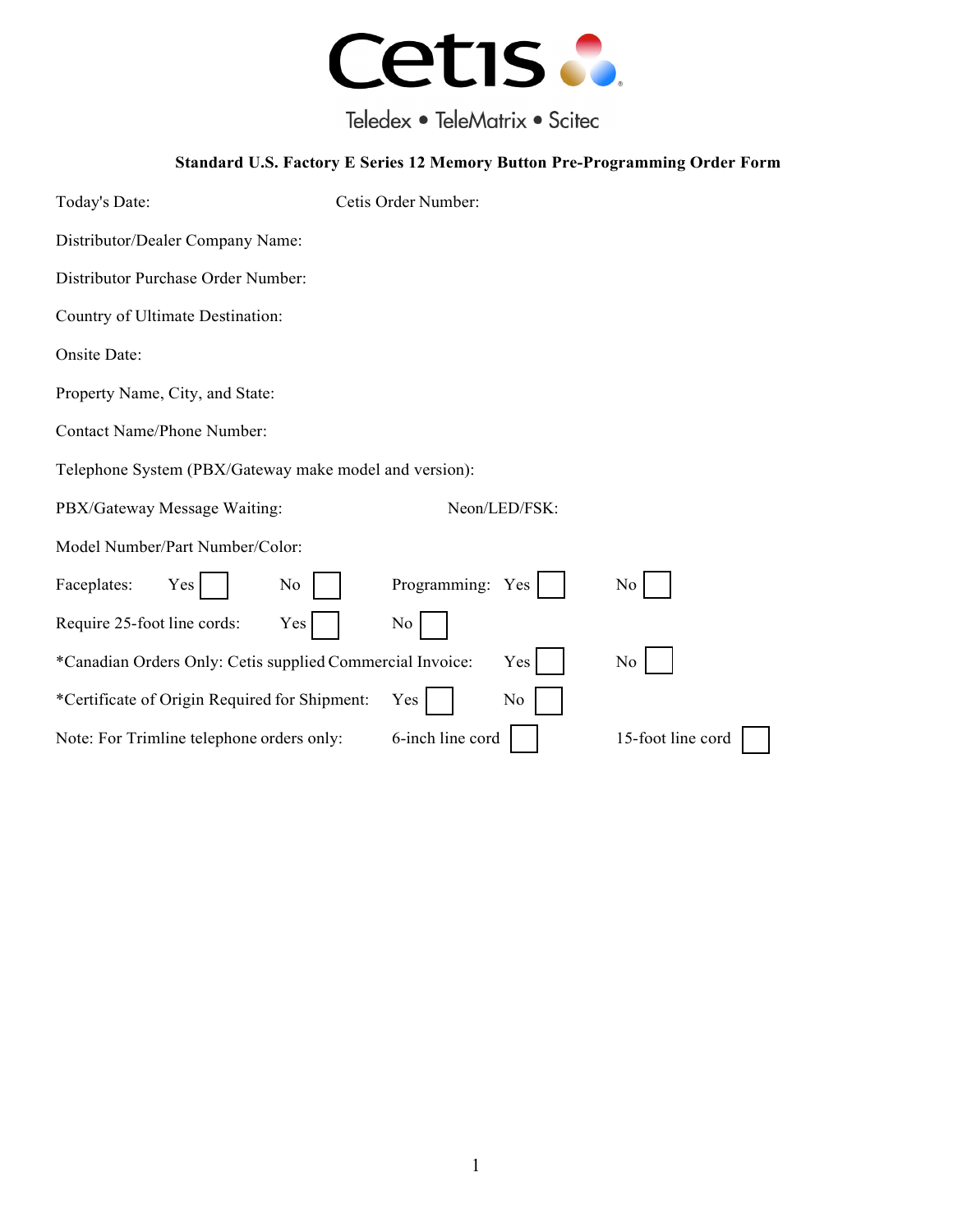Cetis

Teledex • TeleMatrix • Scitec

**Standard U.S. Factory E Series 12 Memory Button Pre-Programming Order Form**

Today's Date: Cetis Order Number:

Distributor/Dealer Company Name:

Distributor Purchase Order Number:

Country of Ultimate Destination:

Onsite Date:

Property Name, City, and State:

Contact Name/Phone Number:

Telephone System (PBX/Gateway make model and version):

PBX/Gateway Message Waiting: Neon/LED/FSK:

Model Number/Part Number/Color:

Faceplates: Yes ☐ No ☐ Programming: Yes ☐ No ☐

Require 25-foot line cords: Yes ☐ No ☐

*Canadian Orders Only: Cetis supplied Commercial Invoice: Yes ☐ No ☐

*Certificate of Origin Required for Shipment: Yes ☐ No ☐

Note: For Trimline telephone orders only: 6-inch line cord ☐ 15-foot line cord ☐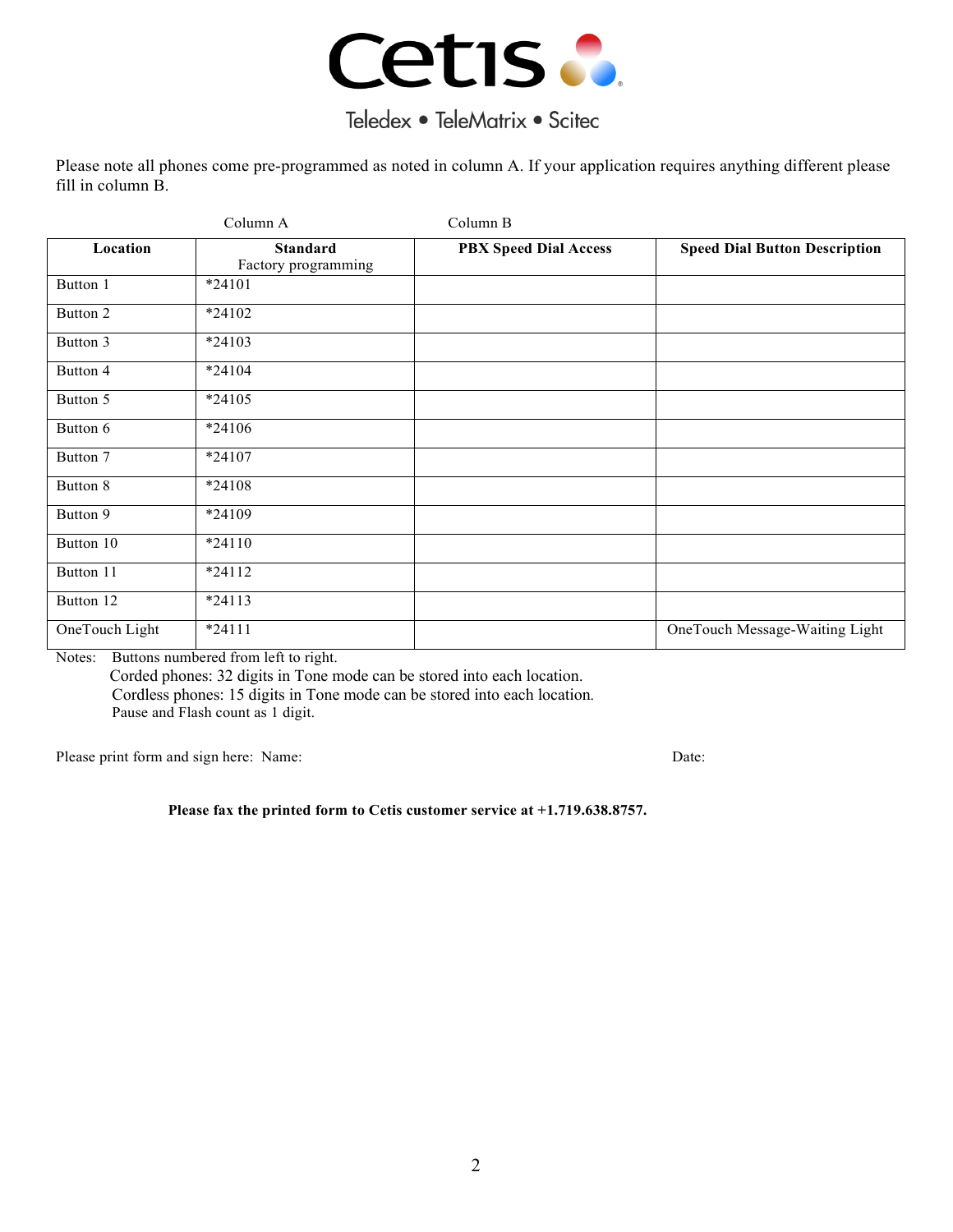Cetis

Teledex • TeleMatrix • Scitec

Please note all phones come pre-programmed as noted in column A. If your application requires anything different please fill in column B.

| | Column A | Column B | |
|---|---|---|---|
| **Location** | **Standard** Factory programming | **PBX Speed Dial Access** | **Speed Dial Button Description** |
| Button 1 | *24101 | | |
| Button 2 | *24102 | | |
| Button 3 | *24103 | | |
| Button 4 | *24104 | | |
| Button 5 | *24105 | | |
| Button 6 | *24106 | | |
| Button 7 | *24107 | | |
| Button 8 | *24108 | | |
| Button 9 | *24109 | | |
| Button 10 | *24110 | | |
| Button 11 | *24112 | | |
| Button 12 | *24113 | | |
| OneTouch Light | *24111 | | OneTouch Message-Waiting Light |

Notes: Buttons numbered from left to right.
Corded phones: 32 digits in Tone mode can be stored into each location.
Cordless phones: 15 digits in Tone mode can be stored into each location.
Pause and Flash count as 1 digit.

Please print form and sign here: Name: Date:

**Please fax the printed form to Cetis customer service at +1.719.638.8757.**